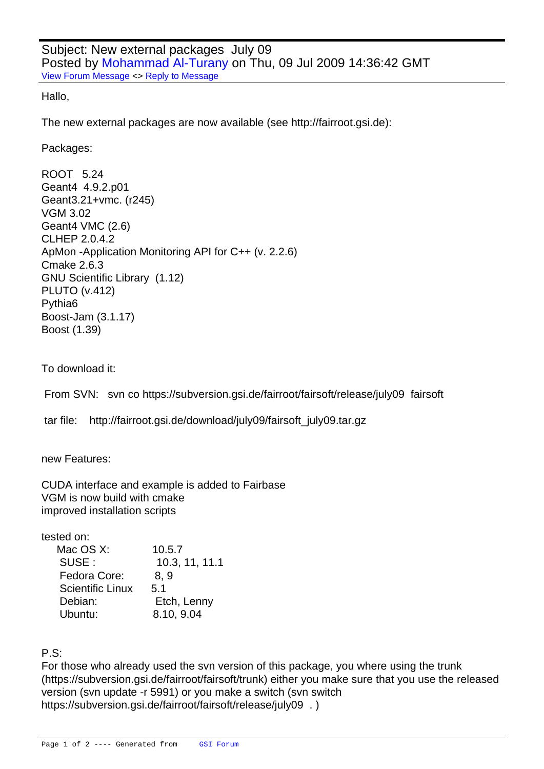Subject: New external packages July 09
Posted by Mohammad Al-Turany on Thu, 09 Jul 2009 14:36:42 GMT
View Forum Message <> Reply to Message

Hallo,

The new external packages are now available (see http://fairroot.gsi.de):

Packages:

ROOT 5.24
Geant4 4.9.2.p01
Geant3.21+vmc. (r245)
VGM 3.02
Geant4 VMC (2.6)
CLHEP 2.0.4.2
ApMon -Application Monitoring API for C++ (v. 2.2.6)
Cmake 2.6.3
GNU Scientific Library (1.12)
PLUTO (v.412)
Pythia6
Boost-Jam (3.1.17)
Boost (1.39)

To download it:

From SVN: svn co https://subversion.gsi.de/fairroot/fairsoft/release/july09 fairsoft

tar file: http://fairroot.gsi.de/download/july09/fairsoft_july09.tar.gz

new Features:

CUDA interface and example is added to Fairbase
VGM is now build with cmake
improved installation scripts

tested on:

| | |
|---|---|
| Mac OS X: | 10.5.7 |
| SUSE : | 10.3, 11, 11.1 |
| Fedora Core: | 8, 9 |
| Scientific Linux | 5.1 |
| Debian: | Etch, Lenny |
| Ubuntu: | 8.10, 9.04 |

P.S:
For those who already used the svn version of this package, you where using the trunk (https://subversion.gsi.de/fairroot/fairsoft/trunk) either you make sure that you use the released version (svn update -r 5991) or you make a switch (svn switch https://subversion.gsi.de/fairroot/fairsoft/release/july09 . )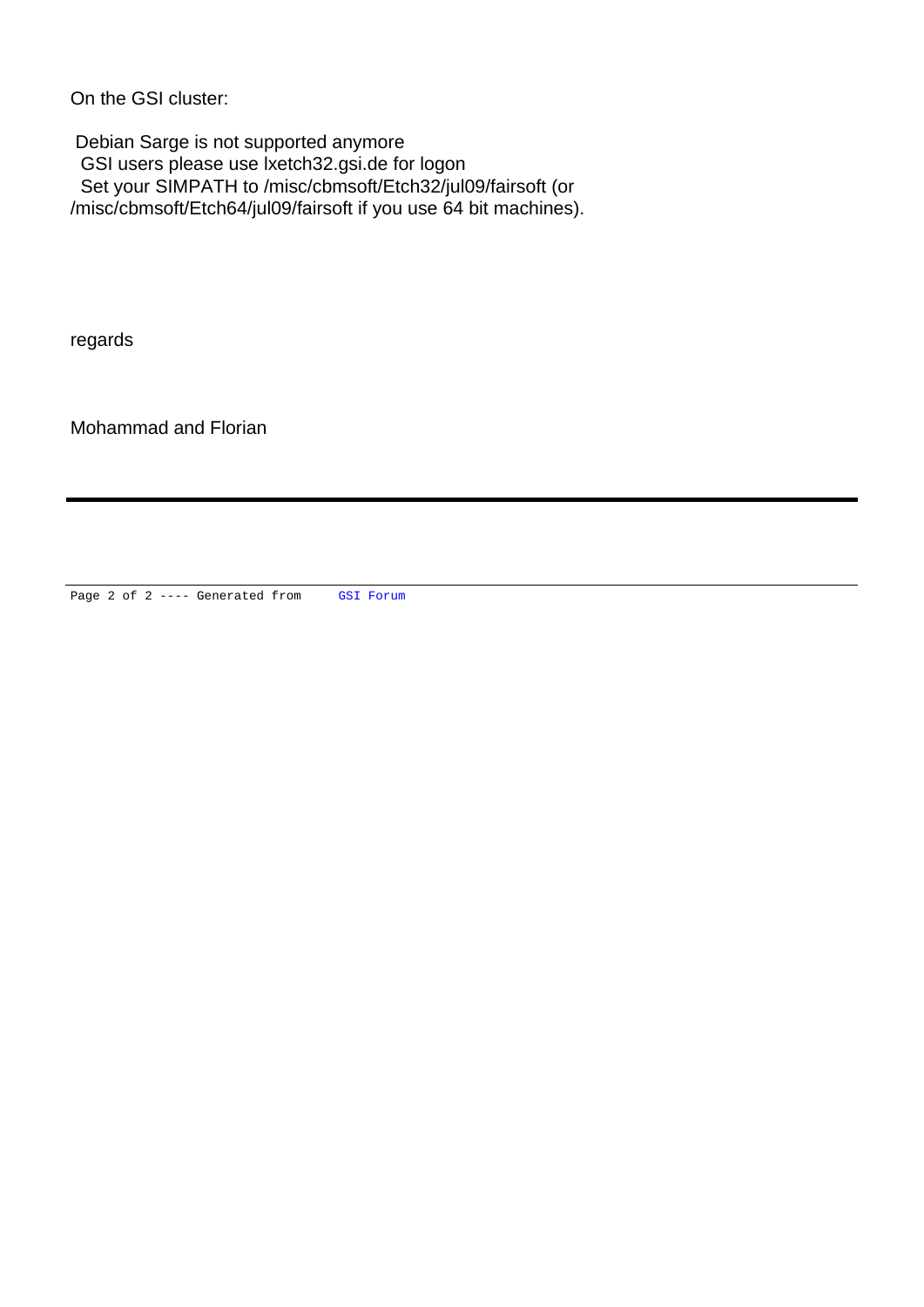On the GSI cluster:

Debian Sarge is not supported anymore
GSI users please use lxetch32.gsi.de for logon
Set your SIMPATH to /misc/cbmsoft/Etch32/jul09/fairsoft (or /misc/cbmsoft/Etch64/jul09/fairsoft if you use 64 bit machines).

regards

Mohammad and Florian

---